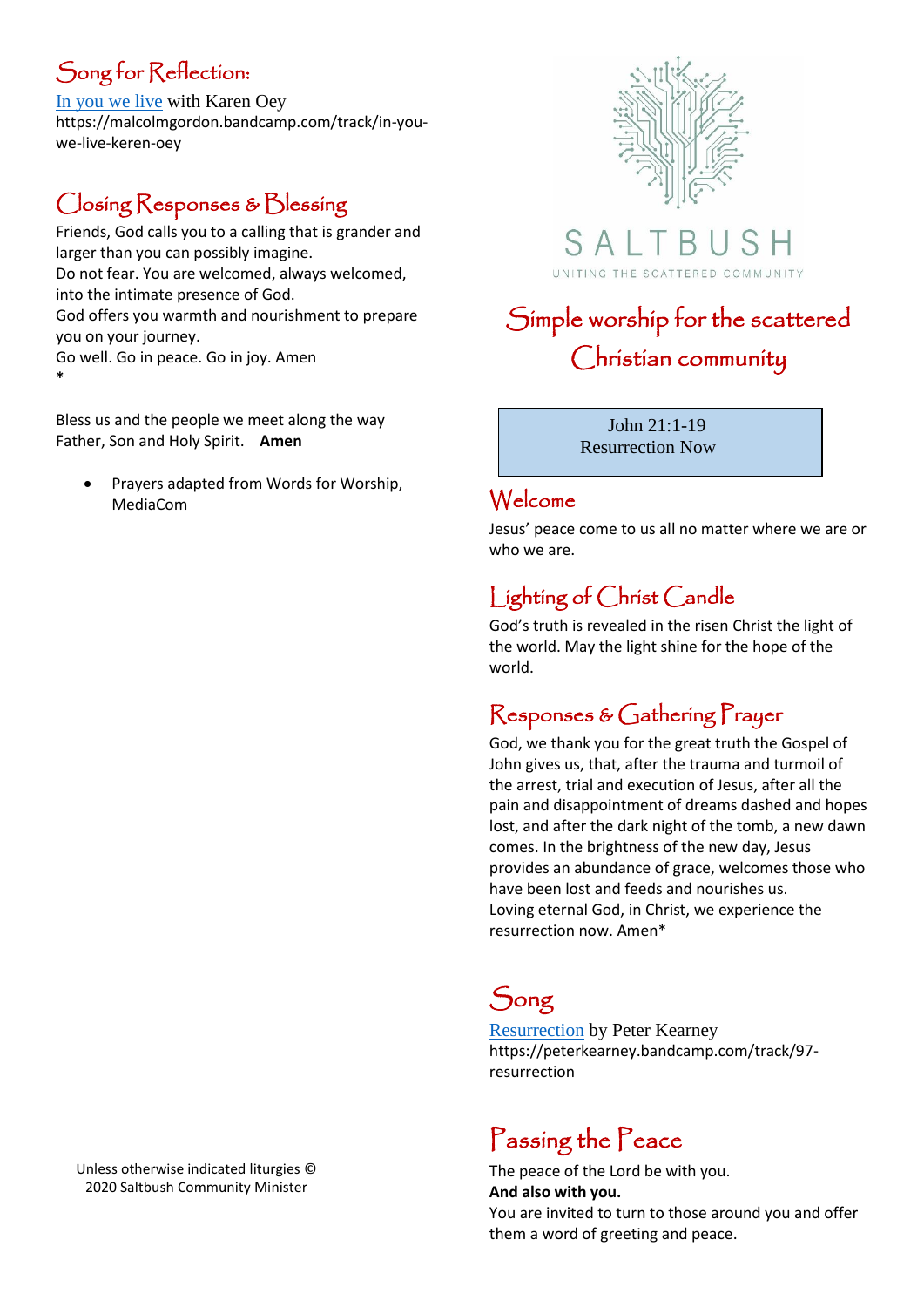# SALTBUSH

UNITING THE SCATTERED COMMUNITY

# Simple worship for the scattered Christian community

John 21:1-19
Resurrection Now

## Welcome

Jesus' peace come to us all no matter where we are or who we are.

## Lighting of Christ Candle

God's truth is revealed in the risen Christ the light of the world. May the light shine for the hope of the world.

## Responses & Gathering Prayer

God, we thank you for the great truth the Gospel of John gives us, that, after the trauma and turmoil of the arrest, trial and execution of Jesus, after all the pain and disappointment of dreams dashed and hopes lost, and after the dark night of the tomb, a new dawn comes. In the brightness of the new day, Jesus provides an abundance of grace, welcomes those who have been lost and feeds and nourishes us.
Loving eternal God, in Christ, we experience the resurrection now. Amen*

## Song

Resurrection by Peter Kearney
https://peterkearney.bandcamp.com/track/97-resurrection

## Passing the Peace

The peace of the Lord be with you.
**And also with you.**
You are invited to turn to those around you and offer them a word of greeting and peace.

## Song for Reflection:

In you we live with Karen Oey
https://malcolmgordon.bandcamp.com/track/in-you-we-live-keren-oey

## Closing Responses & Blessing

Friends, God calls you to a calling that is grander and larger than you can possibly imagine.
Do not fear. You are welcomed, always welcomed, into the intimate presence of God.
God offers you warmth and nourishment to prepare you on your journey.
Go well. Go in peace. Go in joy. Amen
*

Bless us and the people we meet along the way
Father, Son and Holy Spirit. **Amen**

- Prayers adapted from Words for Worship, MediaCom

Unless otherwise indicated liturgies © 2020 Saltbush Community Minister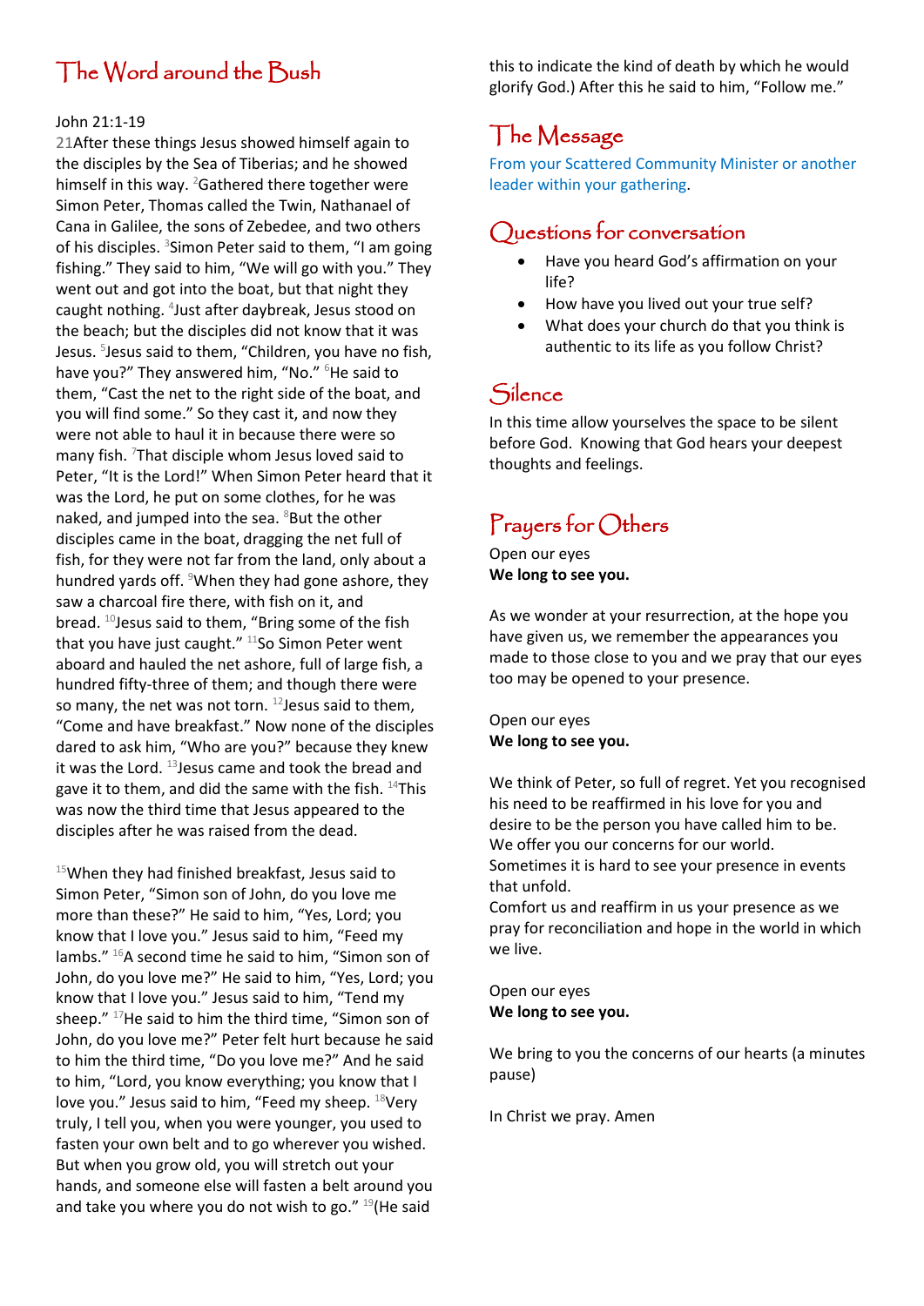# The Word around the Bush

John 21:1-19

21After these things Jesus showed himself again to the disciples by the Sea of Tiberias; and he showed himself in this way. 2Gathered there together were Simon Peter, Thomas called the Twin, Nathanael of Cana in Galilee, the sons of Zebedee, and two others of his disciples. 3Simon Peter said to them, "I am going fishing." They said to him, "We will go with you." They went out and got into the boat, but that night they caught nothing. 4Just after daybreak, Jesus stood on the beach; but the disciples did not know that it was Jesus. 5Jesus said to them, "Children, you have no fish, have you?" They answered him, "No." 6He said to them, "Cast the net to the right side of the boat, and you will find some." So they cast it, and now they were not able to haul it in because there were so many fish. 7That disciple whom Jesus loved said to Peter, "It is the Lord!" When Simon Peter heard that it was the Lord, he put on some clothes, for he was naked, and jumped into the sea. 8But the other disciples came in the boat, dragging the net full of fish, for they were not far from the land, only about a hundred yards off. 9When they had gone ashore, they saw a charcoal fire there, with fish on it, and bread. 10Jesus said to them, "Bring some of the fish that you have just caught." 11So Simon Peter went aboard and hauled the net ashore, full of large fish, a hundred fifty-three of them; and though there were so many, the net was not torn. 12Jesus said to them, "Come and have breakfast." Now none of the disciples dared to ask him, "Who are you?" because they knew it was the Lord. 13Jesus came and took the bread and gave it to them, and did the same with the fish. 14This was now the third time that Jesus appeared to the disciples after he was raised from the dead.

15When they had finished breakfast, Jesus said to Simon Peter, "Simon son of John, do you love me more than these?" He said to him, "Yes, Lord; you know that I love you." Jesus said to him, "Feed my lambs." 16A second time he said to him, "Simon son of John, do you love me?" He said to him, "Yes, Lord; you know that I love you." Jesus said to him, "Tend my sheep." 17He said to him the third time, "Simon son of John, do you love me?" Peter felt hurt because he said to him the third time, "Do you love me?" And he said to him, "Lord, you know everything; you know that I love you." Jesus said to him, "Feed my sheep. 18Very truly, I tell you, when you were younger, you used to fasten your own belt and to go wherever you wished. But when you grow old, you will stretch out your hands, and someone else will fasten a belt around you and take you where you do not wish to go." 19(He said this to indicate the kind of death by which he would glorify God.) After this he said to him, "Follow me."

# The Message

From your Scattered Community Minister or another leader within your gathering.

# Questions for conversation

- Have you heard God's affirmation on your life?
- How have you lived out your true self?
- What does your church do that you think is authentic to its life as you follow Christ?

# Silence

In this time allow yourselves the space to be silent before God. Knowing that God hears your deepest thoughts and feelings.

# Prayers for Others

Open our eyes
**We long to see you.**

As we wonder at your resurrection, at the hope you have given us, we remember the appearances you made to those close to you and we pray that our eyes too may be opened to your presence.

Open our eyes
**We long to see you.**

We think of Peter, so full of regret. Yet you recognised his need to be reaffirmed in his love for you and desire to be the person you have called him to be.
We offer you our concerns for our world.
Sometimes it is hard to see your presence in events that unfold.
Comfort us and reaffirm in us your presence as we pray for reconciliation and hope in the world in which we live.

Open our eyes
**We long to see you.**

We bring to you the concerns of our hearts (a minutes pause)

In Christ we pray. Amen